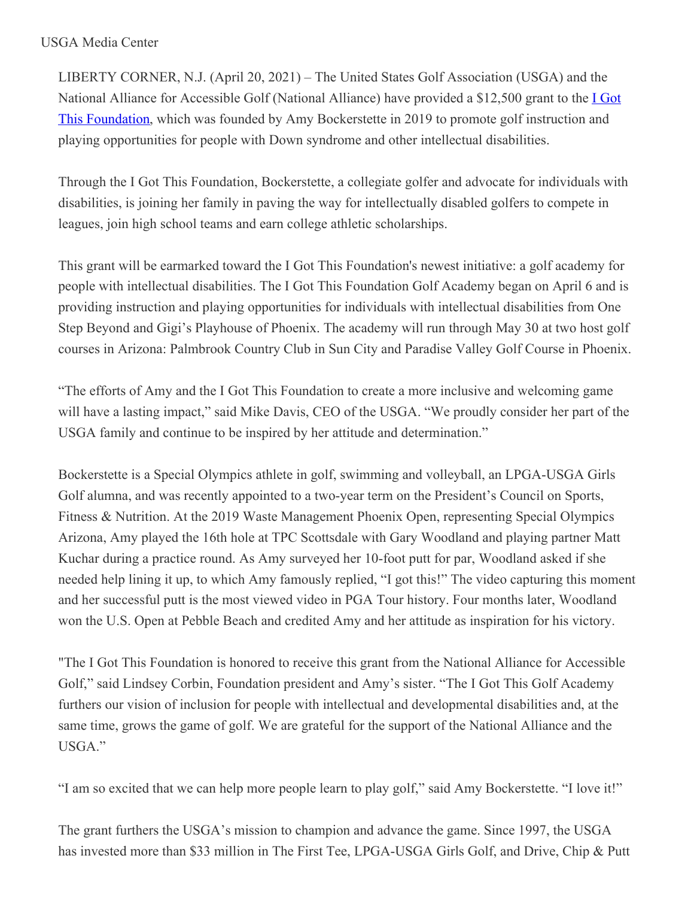USGA Media Center

LIBERTY CORNER, N.J. (April 20, 2021) – The United States Golf Association (USGA) and the National Alliance for Accessible Golf (National Alliance) have provided a $12,500 grant to the [I Got This Foundation](), which was founded by Amy Bockerstette in 2019 to promote golf instruction and playing opportunities for people with Down syndrome and other intellectual disabilities.

Through the I Got This Foundation, Bockerstette, a collegiate golfer and advocate for individuals with disabilities, is joining her family in paving the way for intellectually disabled golfers to compete in leagues, join high school teams and earn college athletic scholarships.

This grant will be earmarked toward the I Got This Foundation's newest initiative: a golf academy for people with intellectual disabilities. The I Got This Foundation Golf Academy began on April 6 and is providing instruction and playing opportunities for individuals with intellectual disabilities from One Step Beyond and Gigi's Playhouse of Phoenix. The academy will run through May 30 at two host golf courses in Arizona: Palmbrook Country Club in Sun City and Paradise Valley Golf Course in Phoenix.

"The efforts of Amy and the I Got This Foundation to create a more inclusive and welcoming game will have a lasting impact," said Mike Davis, CEO of the USGA. "We proudly consider her part of the USGA family and continue to be inspired by her attitude and determination."

Bockerstette is a Special Olympics athlete in golf, swimming and volleyball, an LPGA-USGA Girls Golf alumna, and was recently appointed to a two-year term on the President's Council on Sports, Fitness & Nutrition. At the 2019 Waste Management Phoenix Open, representing Special Olympics Arizona, Amy played the 16th hole at TPC Scottsdale with Gary Woodland and playing partner Matt Kuchar during a practice round. As Amy surveyed her 10-foot putt for par, Woodland asked if she needed help lining it up, to which Amy famously replied, "I got this!" The video capturing this moment and her successful putt is the most viewed video in PGA Tour history. Four months later, Woodland won the U.S. Open at Pebble Beach and credited Amy and her attitude as inspiration for his victory.

"The I Got This Foundation is honored to receive this grant from the National Alliance for Accessible Golf," said Lindsey Corbin, Foundation president and Amy's sister. "The I Got This Golf Academy furthers our vision of inclusion for people with intellectual and developmental disabilities and, at the same time, grows the game of golf. We are grateful for the support of the National Alliance and the USGA."

"I am so excited that we can help more people learn to play golf," said Amy Bockerstette. "I love it!"

The grant furthers the USGA's mission to champion and advance the game. Since 1997, the USGA has invested more than $33 million in The First Tee, LPGA-USGA Girls Golf, and Drive, Chip & Putt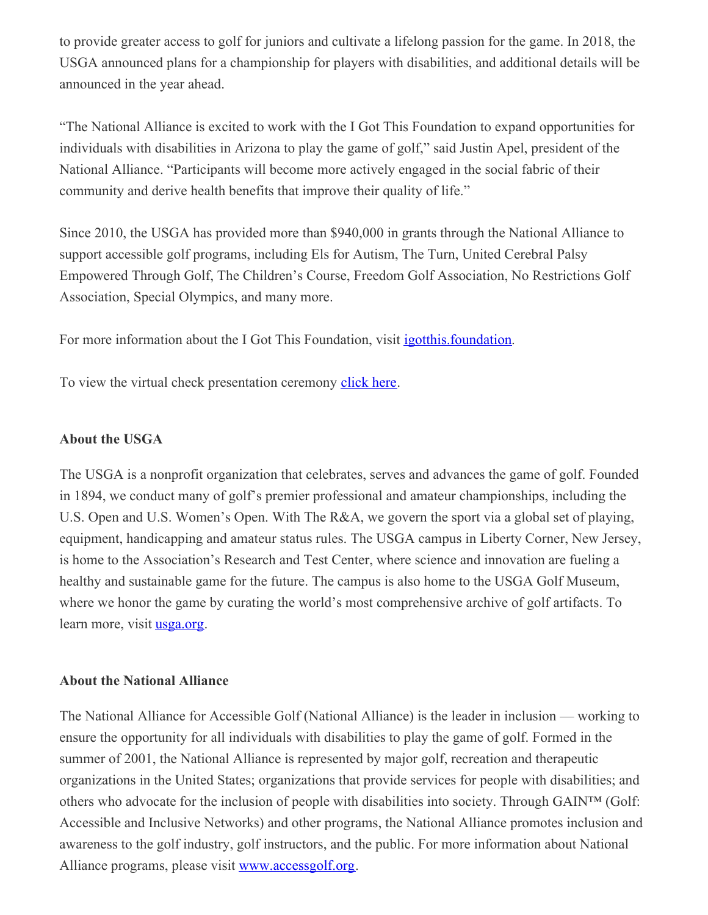to provide greater access to golf for juniors and cultivate a lifelong passion for the game. In 2018, the USGA announced plans for a championship for players with disabilities, and additional details will be announced in the year ahead.

"The National Alliance is excited to work with the I Got This Foundation to expand opportunities for individuals with disabilities in Arizona to play the game of golf," said Justin Apel, president of the National Alliance. "Participants will become more actively engaged in the social fabric of their community and derive health benefits that improve their quality of life."

Since 2010, the USGA has provided more than $940,000 in grants through the National Alliance to support accessible golf programs, including Els for Autism, The Turn, United Cerebral Palsy Empowered Through Golf, The Children's Course, Freedom Golf Association, No Restrictions Golf Association, Special Olympics, and many more.

For more information about the I Got This Foundation, visit [igotthis.foundation](igotthis.foundation).

To view the virtual check presentation ceremony [click here](click here).

**About the USGA**

The USGA is a nonprofit organization that celebrates, serves and advances the game of golf. Founded in 1894, we conduct many of golf's premier professional and amateur championships, including the U.S. Open and U.S. Women's Open. With The R&A, we govern the sport via a global set of playing, equipment, handicapping and amateur status rules. The USGA campus in Liberty Corner, New Jersey, is home to the Association's Research and Test Center, where science and innovation are fueling a healthy and sustainable game for the future. The campus is also home to the USGA Golf Museum, where we honor the game by curating the world's most comprehensive archive of golf artifacts. To learn more, visit [usga.org](usga.org).

**About the National Alliance**

The National Alliance for Accessible Golf (National Alliance) is the leader in inclusion — working to ensure the opportunity for all individuals with disabilities to play the game of golf. Formed in the summer of 2001, the National Alliance is represented by major golf, recreation and therapeutic organizations in the United States; organizations that provide services for people with disabilities; and others who advocate for the inclusion of people with disabilities into society. Through GAIN™ (Golf: Accessible and Inclusive Networks) and other programs, the National Alliance promotes inclusion and awareness to the golf industry, golf instructors, and the public. For more information about National Alliance programs, please visit [www.accessgolf.org](www.accessgolf.org).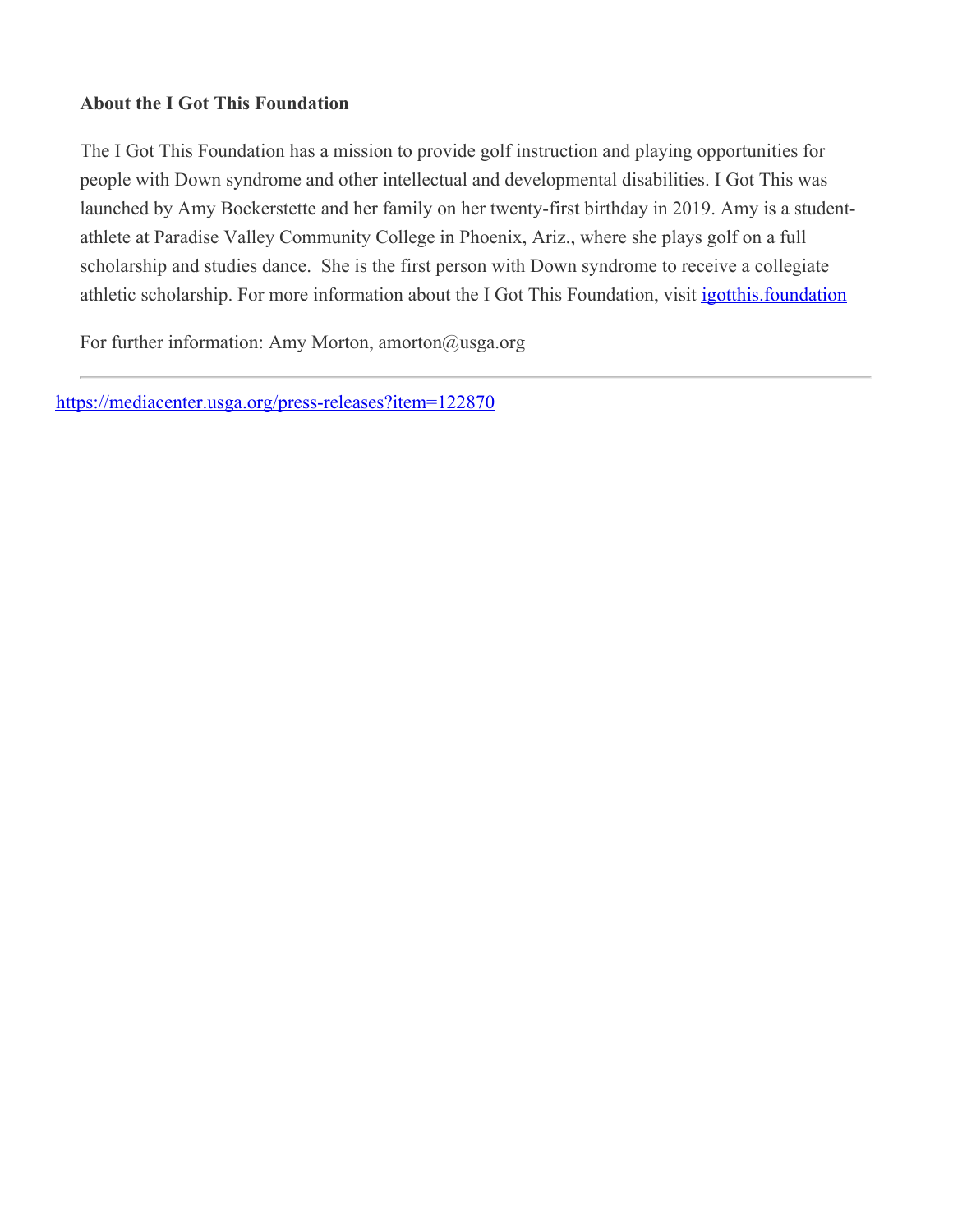**About the I Got This Foundation**

The I Got This Foundation has a mission to provide golf instruction and playing opportunities for people with Down syndrome and other intellectual and developmental disabilities. I Got This was launched by Amy Bockerstette and her family on her twenty-first birthday in 2019. Amy is a student-athlete at Paradise Valley Community College in Phoenix, Ariz., where she plays golf on a full scholarship and studies dance.  She is the first person with Down syndrome to receive a collegiate athletic scholarship. For more information about the I Got This Foundation, visit [igotthis.foundation](igotthis.foundation)

For further information: Amy Morton, amorton@usga.org

---

https://mediacenter.usga.org/press-releases?item=122870